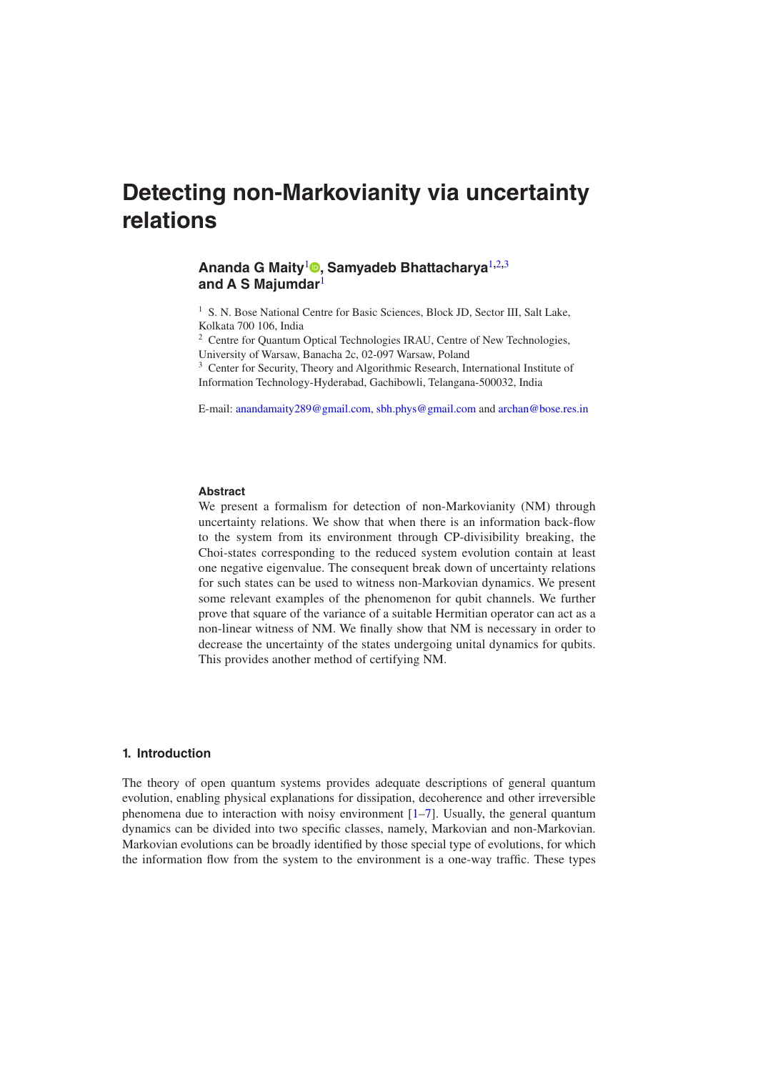# Detecting non-Markovianity via uncertainty relations

**Ananda G Maity**[1], **Samyadeb Bhattacharya**[1,2,3] **and A S Majumdar**[1]

[1] S. N. Bose National Centre for Basic Sciences, Block JD, Sector III, Salt Lake, Kolkata 700 106, India

[2] Centre for Quantum Optical Technologies IRAU, Centre of New Technologies, University of Warsaw, Banacha 2c, 02-097 Warsaw, Poland

[3] Center for Security, Theory and Algorithmic Research, International Institute of Information Technology-Hyderabad, Gachibowli, Telangana-500032, India

E-mail: anandamaity289@gmail.com, sbh.phys@gmail.com and archan@bose.res.in

### Abstract

We present a formalism for detection of non-Markovianity (NM) through uncertainty relations. We show that when there is an information back-flow to the system from its environment through CP-divisibility breaking, the Choi-states corresponding to the reduced system evolution contain at least one negative eigenvalue. The consequent break down of uncertainty relations for such states can be used to witness non-Markovian dynamics. We present some relevant examples of the phenomenon for qubit channels. We further prove that square of the variance of a suitable Hermitian operator can act as a non-linear witness of NM. We finally show that NM is necessary in order to decrease the uncertainty of the states undergoing unital dynamics for qubits. This provides another method of certifying NM.

## 1. Introduction

The theory of open quantum systems provides adequate descriptions of general quantum evolution, enabling physical explanations for dissipation, decoherence and other irreversible phenomena due to interaction with noisy environment [1–7]. Usually, the general quantum dynamics can be divided into two specific classes, namely, Markovian and non-Markovian. Markovian evolutions can be broadly identified by those special type of evolutions, for which the information flow from the system to the environment is a one-way traffic. These types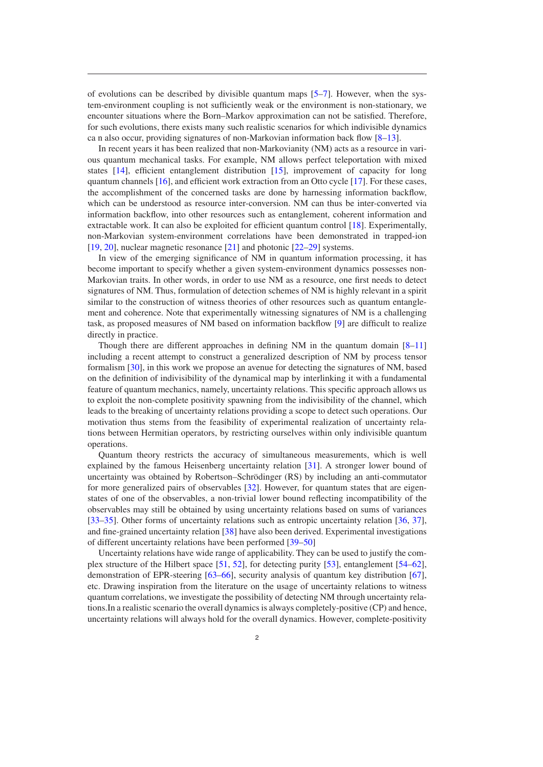of evolutions can be described by divisible quantum maps [5–7]. However, when the system-environment coupling is not sufficiently weak or the environment is non-stationary, we encounter situations where the Born–Markov approximation can not be satisfied. Therefore, for such evolutions, there exists many such realistic scenarios for which indivisible dynamics ca n also occur, providing signatures of non-Markovian information back flow [8–13].

In recent years it has been realized that non-Markovianity (NM) acts as a resource in various quantum mechanical tasks. For example, NM allows perfect teleportation with mixed states [14], efficient entanglement distribution [15], improvement of capacity for long quantum channels [16], and efficient work extraction from an Otto cycle [17]. For these cases, the accomplishment of the concerned tasks are done by harnessing information backflow, which can be understood as resource inter-conversion. NM can thus be inter-converted via information backflow, into other resources such as entanglement, coherent information and extractable work. It can also be exploited for efficient quantum control [18]. Experimentally, non-Markovian system-environment correlations have been demonstrated in trapped-ion [19, 20], nuclear magnetic resonance [21] and photonic [22–29] systems.

In view of the emerging significance of NM in quantum information processing, it has become important to specify whether a given system-environment dynamics possesses non-Markovian traits. In other words, in order to use NM as a resource, one first needs to detect signatures of NM. Thus, formulation of detection schemes of NM is highly relevant in a spirit similar to the construction of witness theories of other resources such as quantum entanglement and coherence. Note that experimentally witnessing signatures of NM is a challenging task, as proposed measures of NM based on information backflow [9] are difficult to realize directly in practice.

Though there are different approaches in defining NM in the quantum domain [8–11] including a recent attempt to construct a generalized description of NM by process tensor formalism [30], in this work we propose an avenue for detecting the signatures of NM, based on the definition of indivisibility of the dynamical map by interlinking it with a fundamental feature of quantum mechanics, namely, uncertainty relations. This specific approach allows us to exploit the non-complete positivity spawning from the indivisibility of the channel, which leads to the breaking of uncertainty relations providing a scope to detect such operations. Our motivation thus stems from the feasibility of experimental realization of uncertainty relations between Hermitian operators, by restricting ourselves within only indivisible quantum operations.

Quantum theory restricts the accuracy of simultaneous measurements, which is well explained by the famous Heisenberg uncertainty relation [31]. A stronger lower bound of uncertainty was obtained by Robertson–Schrödinger (RS) by including an anti-commutator for more generalized pairs of observables [32]. However, for quantum states that are eigenstates of one of the observables, a non-trivial lower bound reflecting incompatibility of the observables may still be obtained by using uncertainty relations based on sums of variances [33–35]. Other forms of uncertainty relations such as entropic uncertainty relation [36, 37], and fine-grained uncertainty relation [38] have also been derived. Experimental investigations of different uncertainty relations have been performed [39–50]

Uncertainty relations have wide range of applicability. They can be used to justify the complex structure of the Hilbert space [51, 52], for detecting purity [53], entanglement [54–62], demonstration of EPR-steering [63–66], security analysis of quantum key distribution [67], etc. Drawing inspiration from the literature on the usage of uncertainty relations to witness quantum correlations, we investigate the possibility of detecting NM through uncertainty relations.In a realistic scenario the overall dynamics is always completely-positive (CP) and hence, uncertainty relations will always hold for the overall dynamics. However, complete-positivity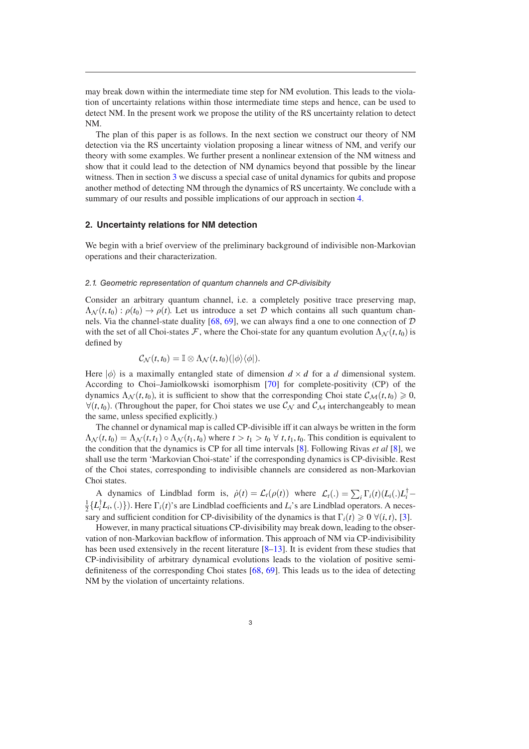may break down within the intermediate time step for NM evolution. This leads to the violation of uncertainty relations within those intermediate time steps and hence, can be used to detect NM. In the present work we propose the utility of the RS uncertainty relation to detect NM.

The plan of this paper is as follows. In the next section we construct our theory of NM detection via the RS uncertainty violation proposing a linear witness of NM, and verify our theory with some examples. We further present a nonlinear extension of the NM witness and show that it could lead to the detection of NM dynamics beyond that possible by the linear witness. Then in section 3 we discuss a special case of unital dynamics for qubits and propose another method of detecting NM through the dynamics of RS uncertainty. We conclude with a summary of our results and possible implications of our approach in section 4.

## 2. Uncertainty relations for NM detection

We begin with a brief overview of the preliminary background of indivisible non-Markovian operations and their characterization.

### *2.1. Geometric representation of quantum channels and CP-divisibility*

Consider an arbitrary quantum channel, i.e. a completely positive trace preserving map, $\Lambda_{\mathcal{N}}(t, t_0) : \rho(t_0) \to \rho(t)$. Let us introduce a set $\mathcal{D}$ which contains all such quantum channels. Via the channel-state duality [68, 69], we can always find a one to one connection of $\mathcal{D}$ with the set of all Choi-states $\mathcal{F}$, where the Choi-state for any quantum evolution $\Lambda_{\mathcal{N}}(t, t_0)$ is defined by

$$\mathcal{C}_{\mathcal{N}}(t, t_0) = \mathbb{I} \otimes \Lambda_{\mathcal{N}}(t, t_0)(|\phi\rangle\langle\phi|).$$

Here $|\phi\rangle$ is a maximally entangled state of dimension $d \times d$ for a $d$ dimensional system. According to Choi–Jamiolkowski isomorphism [70] for complete-positivity (CP) of the dynamics $\Lambda_{\mathcal{N}}(t, t_0)$, it is sufficient to show that the corresponding Choi state $\mathcal{C}_{\mathcal{M}}(t, t_0) \geqslant 0$, $\forall (t, t_0)$. (Throughout the paper, for Choi states we use $\mathcal{C}_{\mathcal{N}}$ and $\mathcal{C}_{\mathcal{M}}$ interchangeably to mean the same, unless specified explicitly.)

The channel or dynamical map is called CP-divisible iff it can always be written in the form $\Lambda_{\mathcal{N}}(t, t_0) = \Lambda_{\mathcal{N}}(t, t_1) \circ \Lambda_{\mathcal{N}}(t_1, t_0)$ where $t > t_1 > t_0 \ \forall \ t, t_1, t_0$. This condition is equivalent to the condition that the dynamics is CP for all time intervals [8]. Following Rivas *et al* [8], we shall use the term 'Markovian Choi-state' if the corresponding dynamics is CP-divisible. Rest of the Choi states, corresponding to indivisible channels are considered as non-Markovian Choi states.

A dynamics of Lindblad form is, $\dot{\rho}(t) = \mathcal{L}_t(\rho(t))$ where $\mathcal{L}_t(.) = \sum_i \Gamma_i(t)(L_i(.)L_i^\dagger - \frac{1}{2}\{L_i^\dagger L_i, (.)\})$. Here $\Gamma_i(t)$'s are Lindblad coefficients and $L_i$'s are Lindblad operators. A necessary and sufficient condition for CP-divisibility of the dynamics is that $\Gamma_i(t) \geqslant 0 \ \forall (i, t)$, [3].

However, in many practical situations CP-divisibility may break down, leading to the observation of non-Markovian backflow of information. This approach of NM via CP-indivisibility has been used extensively in the recent literature [8–13]. It is evident from these studies that CP-indivisibility of arbitrary dynamical evolutions leads to the violation of positive semi-definiteness of the corresponding Choi states [68, 69]. This leads us to the idea of detecting NM by the violation of uncertainty relations.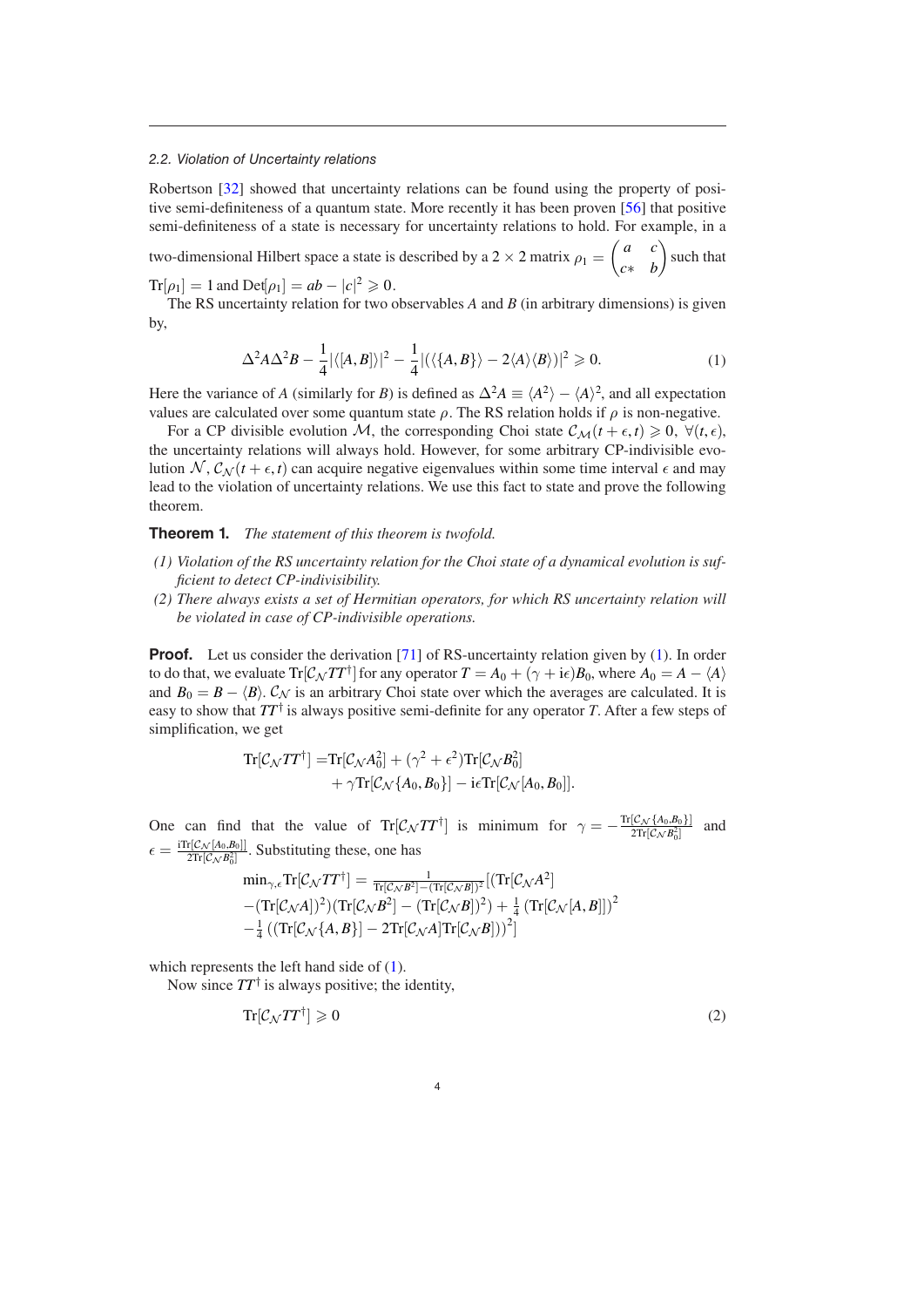### 2.2. Violation of Uncertainty relations

Robertson [32] showed that uncertainty relations can be found using the property of positive semi-definiteness of a quantum state. More recently it has been proven [56] that positive semi-definiteness of a state is necessary for uncertainty relations to hold. For example, in a two-dimensional Hilbert space a state is described by a $2 \times 2$ matrix $\rho_1 = \begin{pmatrix} a & c \\ c* & b \end{pmatrix}$ such that $\text{Tr}[\rho_1] = 1$ and $\text{Det}[\rho_1] = ab - |c|^2 \geqslant 0$.

The RS uncertainty relation for two observables $A$ and $B$ (in arbitrary dimensions) is given by,

$$\Delta^2 A \Delta^2 B - \frac{1}{4}|\langle [A, B] \rangle|^2 - \frac{1}{4}|(\langle \{A, B\} \rangle - 2\langle A \rangle \langle B \rangle)|^2 \geqslant 0. \tag{1}$$

Here the variance of $A$ (similarly for $B$) is defined as $\Delta^2 A \equiv \langle A^2 \rangle - \langle A \rangle^2$, and all expectation values are calculated over some quantum state $\rho$. The RS relation holds if $\rho$ is non-negative.

For a CP divisible evolution $\mathcal{M}$, the corresponding Choi state $\mathcal{C}_{\mathcal{M}}(t + \epsilon, t) \geqslant 0,\ \forall (t, \epsilon)$, the uncertainty relations will always hold. However, for some arbitrary CP-indivisible evolution $\mathcal{N}$, $\mathcal{C}_{\mathcal{N}}(t + \epsilon, t)$ can acquire negative eigenvalues within some time interval $\epsilon$ and may lead to the violation of uncertainty relations. We use this fact to state and prove the following theorem.

**Theorem 1.** *The statement of this theorem is twofold.*

*(1) Violation of the RS uncertainty relation for the Choi state of a dynamical evolution is sufficient to detect CP-indivisibility.*

*(2) There always exists a set of Hermitian operators, for which RS uncertainty relation will be violated in case of CP-indivisible operations.*

**Proof.** Let us consider the derivation [71] of RS-uncertainty relation given by (1). In order to do that, we evaluate $\text{Tr}[\mathcal{C}_{\mathcal{N}} T T^\dagger]$ for any operator $T = A_0 + (\gamma + \text{i}\epsilon) B_0$, where $A_0 = A - \langle A \rangle$ and $B_0 = B - \langle B \rangle$. $\mathcal{C}_{\mathcal{N}}$ is an arbitrary Choi state over which the averages are calculated. It is easy to show that $TT^\dagger$ is always positive semi-definite for any operator $T$. After a few steps of simplification, we get

$$\begin{aligned}\text{Tr}[\mathcal{C}_{\mathcal{N}} T T^\dagger] =& \text{Tr}[\mathcal{C}_{\mathcal{N}} A_0^2] + (\gamma^2 + \epsilon^2)\text{Tr}[\mathcal{C}_{\mathcal{N}} B_0^2] \\ &+ \gamma \text{Tr}[\mathcal{C}_{\mathcal{N}}\{A_0, B_0\}] - \text{i}\epsilon \text{Tr}[\mathcal{C}_{\mathcal{N}}[A_0, B_0]].\end{aligned}$$

One can find that the value of $\text{Tr}[\mathcal{C}_{\mathcal{N}} T T^\dagger]$ is minimum for $\gamma = -\frac{\text{Tr}[\mathcal{C}_{\mathcal{N}}\{A_0, B_0\}]}{2\text{Tr}[\mathcal{C}_{\mathcal{N}} B_0^2]}$ and $\epsilon = \frac{\text{i}\text{Tr}[\mathcal{C}_{\mathcal{N}}[A_0, B_0]]}{2\text{Tr}[\mathcal{C}_{\mathcal{N}} B_0^2]}$. Substituting these, one has

$$\begin{aligned}&\min_{\gamma,\epsilon} \text{Tr}[\mathcal{C}_{\mathcal{N}} T T^\dagger] = \tfrac{1}{\text{Tr}[\mathcal{C}_{\mathcal{N}} B^2] - (\text{Tr}[\mathcal{C}_{\mathcal{N}} B])^2}[(\text{Tr}[\mathcal{C}_{\mathcal{N}} A^2] \\ &-(\text{Tr}[\mathcal{C}_{\mathcal{N}} A])^2)(\text{Tr}[\mathcal{C}_{\mathcal{N}} B^2] - (\text{Tr}[\mathcal{C}_{\mathcal{N}} B])^2) + \tfrac{1}{4}\left(\text{Tr}[\mathcal{C}_{\mathcal{N}}[A, B]]\right)^2 \\ &-\tfrac{1}{4}\left((\text{Tr}[\mathcal{C}_{\mathcal{N}}\{A, B\}] - 2\text{Tr}[\mathcal{C}_{\mathcal{N}} A]\text{Tr}[\mathcal{C}_{\mathcal{N}} B])\right)^2]\end{aligned}$$

which represents the left hand side of (1).

Now since $TT^\dagger$ is always positive; the identity,

$$\text{Tr}[\mathcal{C}_{\mathcal{N}} T T^\dagger] \geqslant 0 \tag{2}$$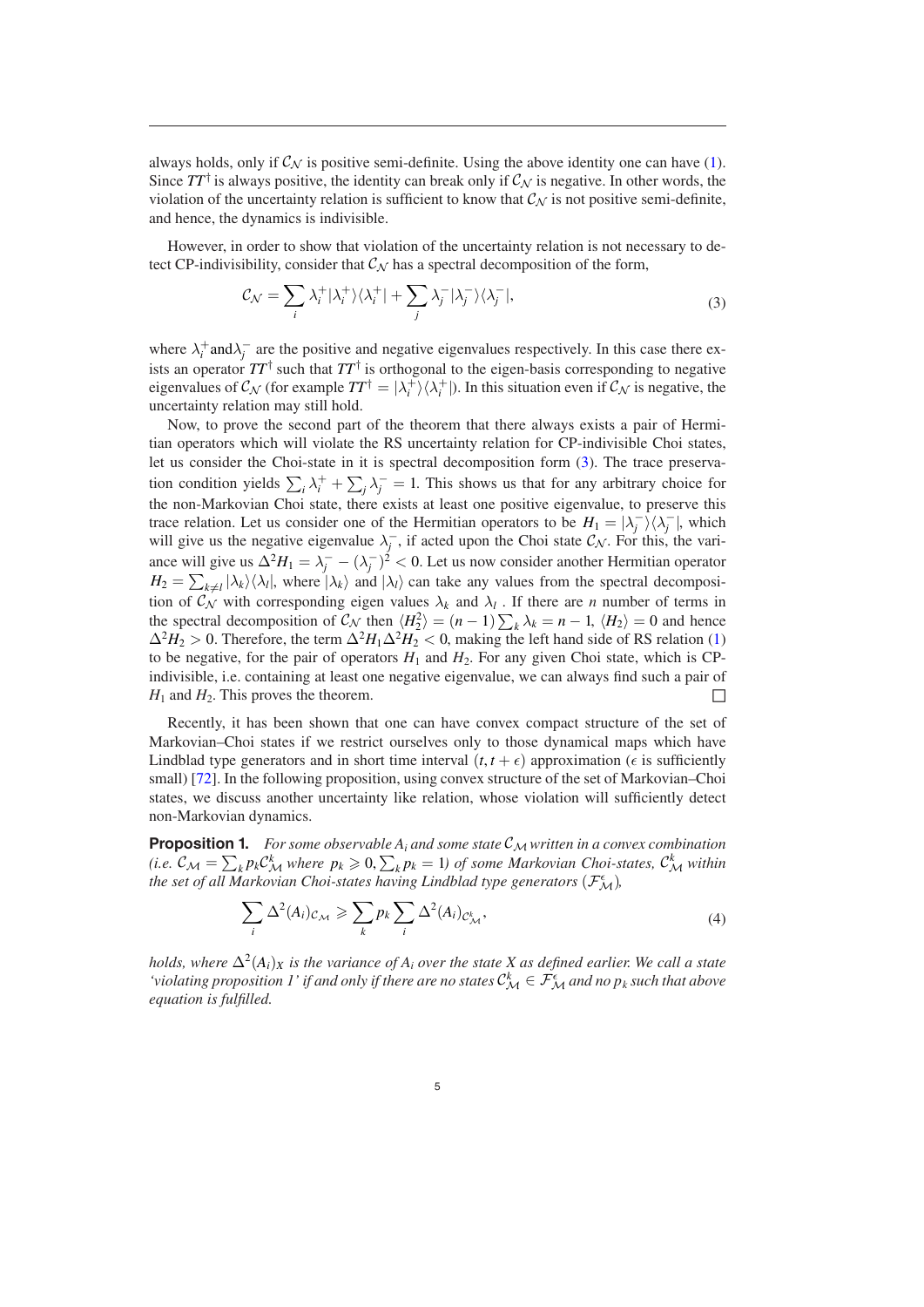always holds, only if $\mathcal{C}_\mathcal{N}$ is positive semi-definite. Using the above identity one can have (1). Since $TT^\dagger$ is always positive, the identity can break only if $\mathcal{C}_\mathcal{N}$ is negative. In other words, the violation of the uncertainty relation is sufficient to know that $\mathcal{C}_\mathcal{N}$ is not positive semi-definite, and hence, the dynamics is indivisible.

However, in order to show that violation of the uncertainty relation is not necessary to detect CP-indivisibility, consider that $\mathcal{C}_\mathcal{N}$ has a spectral decomposition of the form,

$$
\mathcal{C}_\mathcal{N} = \sum_i \lambda_i^+ |\lambda_i^+\rangle\langle\lambda_i^+| + \sum_j \lambda_j^- |\lambda_j^-\rangle\langle\lambda_j^-|, \tag{3}
$$

where $\lambda_i^+$ and $\lambda_j^-$ are the positive and negative eigenvalues respectively. In this case there exists an operator $TT^\dagger$ such that $TT^\dagger$ is orthogonal to the eigen-basis corresponding to negative eigenvalues of $\mathcal{C}_\mathcal{N}$ (for example $TT^\dagger = |\lambda_i^+\rangle\langle\lambda_i^+|$). In this situation even if $\mathcal{C}_\mathcal{N}$ is negative, the uncertainty relation may still hold.

Now, to prove the second part of the theorem that there always exists a pair of Hermitian operators which will violate the RS uncertainty relation for CP-indivisible Choi states, let us consider the Choi-state in it is spectral decomposition form (3). The trace preservation condition yields $\sum_i \lambda_i^+ + \sum_j \lambda_j^- = 1$. This shows us that for any arbitrary choice for the non-Markovian Choi state, there exists at least one positive eigenvalue, to preserve this trace relation. Let us consider one of the Hermitian operators to be $H_1 = |\lambda_j^-\rangle\langle\lambda_j^-|$, which will give us the negative eigenvalue $\lambda_j^-$, if acted upon the Choi state $\mathcal{C}_\mathcal{N}$. For this, the variance will give us $\Delta^2 H_1 = \lambda_j^- - (\lambda_j^-)^2 < 0$. Let us now consider another Hermitian operator $H_2 = \sum_{k \neq l} |\lambda_k\rangle\langle\lambda_l|$, where $|\lambda_k\rangle$ and $|\lambda_l\rangle$ can take any values from the spectral decomposition of $\mathcal{C}_\mathcal{N}$ with corresponding eigen values $\lambda_k$ and $\lambda_l$ . If there are $n$ number of terms in the spectral decomposition of $\mathcal{C}_\mathcal{N}$ then $\langle H_2^2\rangle = (n-1)\sum_k \lambda_k = n-1$, $\langle H_2\rangle = 0$ and hence $\Delta^2 H_2 > 0$. Therefore, the term $\Delta^2 H_1 \Delta^2 H_2 < 0$, making the left hand side of RS relation (1) to be negative, for the pair of operators $H_1$ and $H_2$. For any given Choi state, which is CP-indivisible, i.e. containing at least one negative eigenvalue, we can always find such a pair of $H_1$ and $H_2$. This proves the theorem. □

Recently, it has been shown that one can have convex compact structure of the set of Markovian–Choi states if we restrict ourselves only to those dynamical maps which have Lindblad type generators and in short time interval $(t, t+\epsilon)$ approximation ($\epsilon$ is sufficiently small) [72]. In the following proposition, using convex structure of the set of Markovian–Choi states, we discuss another uncertainty like relation, whose violation will sufficiently detect non-Markovian dynamics.

**Proposition 1.** *For some observable $A_i$ and some state $\mathcal{C}_\mathcal{M}$ written in a convex combination (i.e. $\mathcal{C}_\mathcal{M} = \sum_k p_k \mathcal{C}_\mathcal{M}^k$ where $p_k \geqslant 0, \sum_k p_k = 1$) of some Markovian Choi-states, $\mathcal{C}_\mathcal{M}^k$ within the set of all Markovian Choi-states having Lindblad type generators ($\mathcal{F}_\mathcal{M}^\epsilon$),*

$$
\sum_i \Delta^2(A_i)_{\mathcal{C}_\mathcal{M}} \geqslant \sum_k p_k \sum_i \Delta^2(A_i)_{\mathcal{C}_\mathcal{M}^k}, \tag{4}
$$

*holds, where $\Delta^2(A_i)_X$ is the variance of $A_i$ over the state $X$ as defined earlier. We call a state 'violating proposition 1' if and only if there are no states $\mathcal{C}_\mathcal{M}^k \in \mathcal{F}_\mathcal{M}^\epsilon$ and no $p_k$ such that above equation is fulfilled.*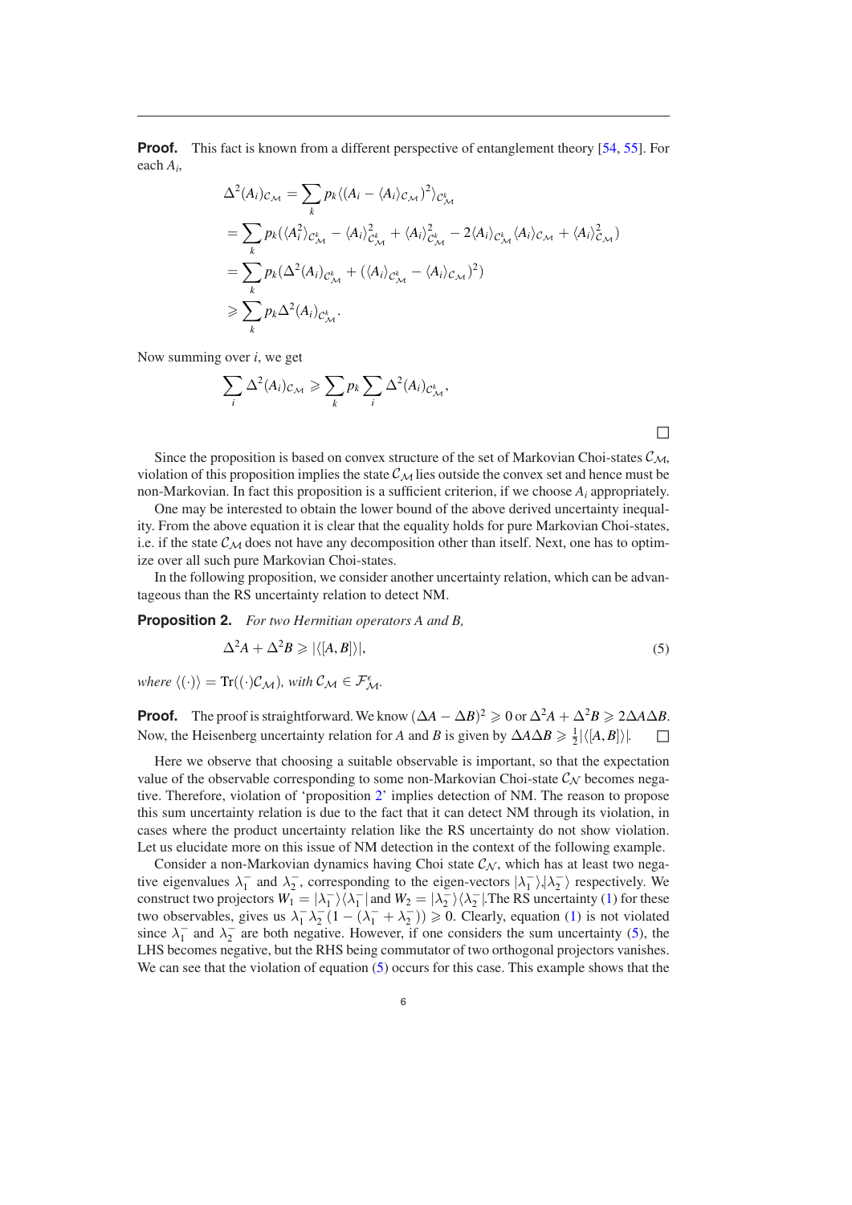**Proof.** This fact is known from a different perspective of entanglement theory [54, 55]. For each $A_i$,

$$\begin{aligned}
\Delta^2(A_i)_{\mathcal{C}_\mathcal{M}} &= \sum_k p_k \langle (A_i - \langle A_i \rangle_{\mathcal{C}_\mathcal{M}})^2 \rangle_{\mathcal{C}^k_\mathcal{M}} \\
&= \sum_k p_k (\langle A_i^2 \rangle_{\mathcal{C}^k_\mathcal{M}} - \langle A_i \rangle^2_{\mathcal{C}^k_\mathcal{M}} + \langle A_i \rangle^2_{\mathcal{C}^k_\mathcal{M}} - 2\langle A_i \rangle_{\mathcal{C}^k_\mathcal{M}} \langle A_i \rangle_{\mathcal{C}_\mathcal{M}} + \langle A_i \rangle^2_{\mathcal{C}_\mathcal{M}}) \\
&= \sum_k p_k (\Delta^2(A_i)_{\mathcal{C}^k_\mathcal{M}} + (\langle A_i \rangle_{\mathcal{C}^k_\mathcal{M}} - \langle A_i \rangle_{\mathcal{C}_\mathcal{M}})^2) \\
&\geqslant \sum_k p_k \Delta^2(A_i)_{\mathcal{C}^k_\mathcal{M}}.
\end{aligned}$$

Now summing over $i$, we get

$$\sum_i \Delta^2(A_i)_{\mathcal{C}_\mathcal{M}} \geqslant \sum_k p_k \sum_i \Delta^2(A_i)_{\mathcal{C}^k_\mathcal{M}},$$

□

Since the proposition is based on convex structure of the set of Markovian Choi-states $\mathcal{C}_\mathcal{M}$, violation of this proposition implies the state $\mathcal{C}_\mathcal{M}$ lies outside the convex set and hence must be non-Markovian. In fact this proposition is a sufficient criterion, if we choose $A_i$ appropriately.

One may be interested to obtain the lower bound of the above derived uncertainty inequality. From the above equation it is clear that the equality holds for pure Markovian Choi-states, i.e. if the state $\mathcal{C}_\mathcal{M}$ does not have any decomposition other than itself. Next, one has to optimize over all such pure Markovian Choi-states.

In the following proposition, we consider another uncertainty relation, which can be advantageous than the RS uncertainty relation to detect NM.

**Proposition 2.** *For two Hermitian operators A and B,*

$$\Delta^2 A + \Delta^2 B \geqslant |\langle [A, B] \rangle|, \tag{5}$$

*where* $\langle (\cdot) \rangle = \mathrm{Tr}((\cdot)\mathcal{C}_\mathcal{M})$, *with* $\mathcal{C}_\mathcal{M} \in \mathcal{F}^\epsilon_\mathcal{M}$.

**Proof.** The proof is straightforward. We know $(\Delta A - \Delta B)^2 \geqslant 0$ or $\Delta^2 A + \Delta^2 B \geqslant 2\Delta A \Delta B$. Now, the Heisenberg uncertainty relation for $A$ and $B$ is given by $\Delta A \Delta B \geqslant \frac{1}{2}|\langle [A, B] \rangle|$. □

Here we observe that choosing a suitable observable is important, so that the expectation value of the observable corresponding to some non-Markovian Choi-state $\mathcal{C}_\mathcal{N}$ becomes negative. Therefore, violation of 'proposition 2' implies detection of NM. The reason to propose this sum uncertainty relation is due to the fact that it can detect NM through its violation, in cases where the product uncertainty relation like the RS uncertainty do not show violation. Let us elucidate more on this issue of NM detection in the context of the following example.

Consider a non-Markovian dynamics having Choi state $\mathcal{C}_\mathcal{N}$, which has at least two negative eigenvalues $\lambda_1^-$ and $\lambda_2^-$, corresponding to the eigen-vectors $|\lambda_1^-\rangle$,$|\lambda_2^-\rangle$ respectively. We construct two projectors $W_1 = |\lambda_1^-\rangle\langle\lambda_1^-|$ and $W_2 = |\lambda_2^-\rangle\langle\lambda_2^-|$.The RS uncertainty (1) for these two observables, gives us $\lambda_1^-\lambda_2^-(1 - (\lambda_1^- + \lambda_2^-)) \geqslant 0$. Clearly, equation (1) is not violated since $\lambda_1^-$ and $\lambda_2^-$ are both negative. However, if one considers the sum uncertainty (5), the LHS becomes negative, but the RHS being commutator of two orthogonal projectors vanishes. We can see that the violation of equation (5) occurs for this case. This example shows that the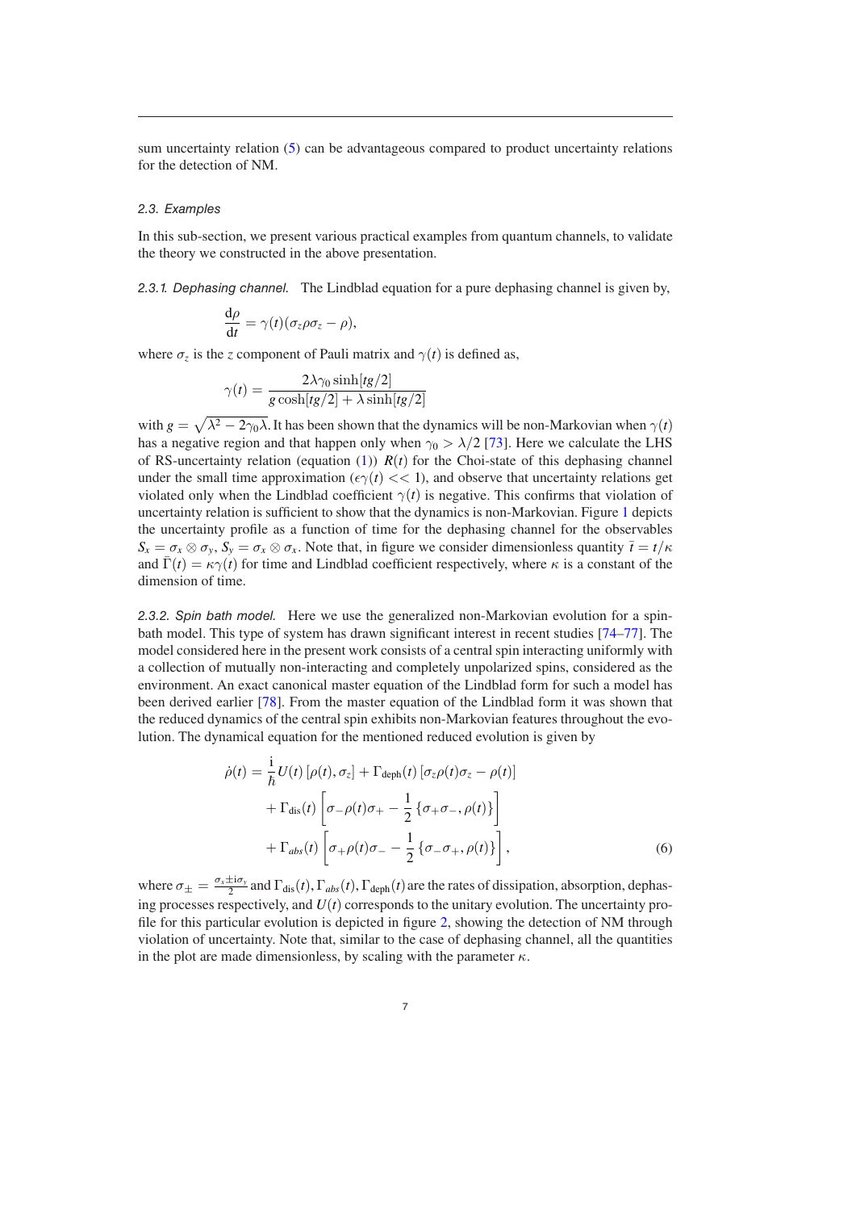sum uncertainty relation (5) can be advantageous compared to product uncertainty relations for the detection of NM.

### 2.3. Examples

In this sub-section, we present various practical examples from quantum channels, to validate the theory we constructed in the above presentation.

#### 2.3.1. Dephasing channel.

The Lindblad equation for a pure dephasing channel is given by,

$$\frac{\mathrm{d}\rho}{\mathrm{d}t} = \gamma(t)(\sigma_z \rho \sigma_z - \rho),$$

where $\sigma_z$ is the $z$ component of Pauli matrix and $\gamma(t)$ is defined as,

$$\gamma(t) = \frac{2\lambda\gamma_0 \sinh[tg/2]}{g\cosh[tg/2] + \lambda\sinh[tg/2]}$$

with $g = \sqrt{\lambda^2 - 2\gamma_0\lambda}$. It has been shown that the dynamics will be non-Markovian when $\gamma(t)$ has a negative region and that happen only when $\gamma_0 > \lambda/2$ [73]. Here we calculate the LHS of RS-uncertainty relation (equation (1)) $R(t)$ for the Choi-state of this dephasing channel under the small time approximation ($\epsilon\gamma(t) << 1$), and observe that uncertainty relations get violated only when the Lindblad coefficient $\gamma(t)$ is negative. This confirms that violation of uncertainty relation is sufficient to show that the dynamics is non-Markovian. Figure 1 depicts the uncertainty profile as a function of time for the dephasing channel for the observables $S_x = \sigma_x \otimes \sigma_y$, $S_y = \sigma_x \otimes \sigma_x$. Note that, in figure we consider dimensionless quantity $\bar{t} = t/\kappa$ and $\bar{\Gamma}(t) = \kappa\gamma(t)$ for time and Lindblad coefficient respectively, where $\kappa$ is a constant of the dimension of time.

#### 2.3.2. Spin bath model.

Here we use the generalized non-Markovian evolution for a spin-bath model. This type of system has drawn significant interest in recent studies [74–77]. The model considered here in the present work consists of a central spin interacting uniformly with a collection of mutually non-interacting and completely unpolarized spins, considered as the environment. An exact canonical master equation of the Lindblad form for such a model has been derived earlier [78]. From the master equation of the Lindblad form it was shown that the reduced dynamics of the central spin exhibits non-Markovian features throughout the evolution. The dynamical equation for the mentioned reduced evolution is given by

$$\begin{aligned}
\dot{\rho}(t) = {} & \frac{\mathrm{i}}{\hbar} U(t)\left[\rho(t), \sigma_z\right] + \Gamma_{\mathrm{deph}}(t)\left[\sigma_z \rho(t) \sigma_z - \rho(t)\right] \\
& + \Gamma_{\mathrm{dis}}(t)\left[\sigma_- \rho(t) \sigma_+ - \frac{1}{2}\left\{\sigma_+\sigma_-, \rho(t)\right\}\right] \\
& + \Gamma_{abs}(t)\left[\sigma_+ \rho(t) \sigma_- - \frac{1}{2}\left\{\sigma_-\sigma_+, \rho(t)\right\}\right],
\end{aligned} \tag{6}$$

where $\sigma_\pm = \frac{\sigma_x \pm \mathrm{i}\sigma_y}{2}$ and $\Gamma_{\mathrm{dis}}(t), \Gamma_{abs}(t), \Gamma_{\mathrm{deph}}(t)$ are the rates of dissipation, absorption, dephasing processes respectively, and $U(t)$ corresponds to the unitary evolution. The uncertainty profile for this particular evolution is depicted in figure 2, showing the detection of NM through violation of uncertainty. Note that, similar to the case of dephasing channel, all the quantities in the plot are made dimensionless, by scaling with the parameter $\kappa$.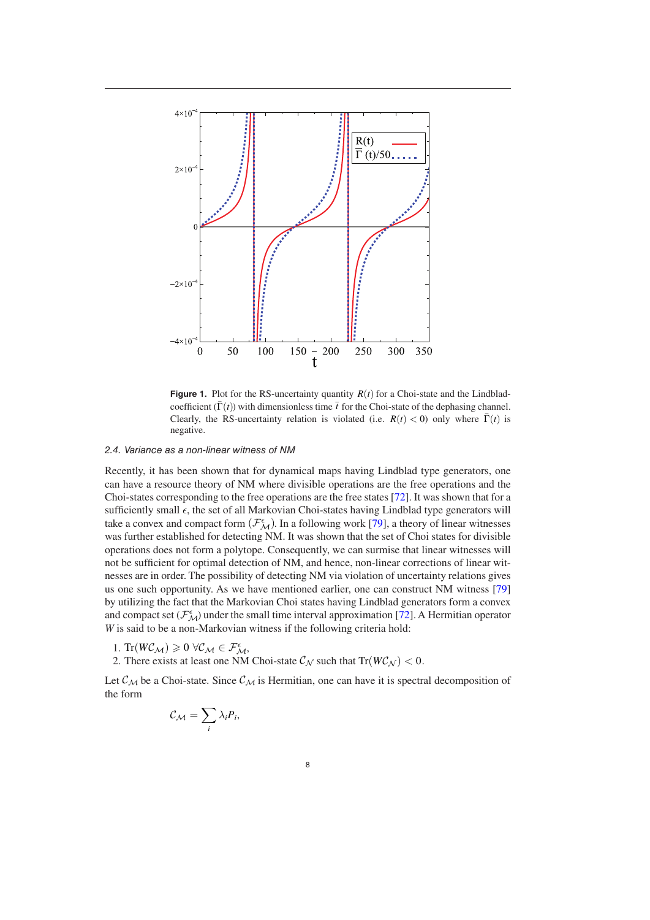**Figure 1.** Plot for the RS-uncertainty quantity $R(t)$ for a Choi-state and the Lindblad-coefficient ($\bar{\Gamma}(t)$) with dimensionless time $\bar{t}$ for the Choi-state of the dephasing channel. Clearly, the RS-uncertainty relation is violated (i.e. $R(t) < 0$) only where $\bar{\Gamma}(t)$ is negative.

### 2.4. Variance as a non-linear witness of NM

Recently, it has been shown that for dynamical maps having Lindblad type generators, one can have a resource theory of NM where divisible operations are the free operations and the Choi-states corresponding to the free operations are the free states [72]. It was shown that for a sufficiently small $\epsilon$, the set of all Markovian Choi-states having Lindblad type generators will take a convex and compact form $(\mathcal{F}^{\epsilon}_{\mathcal{M}})$. In a following work [79], a theory of linear witnesses was further established for detecting NM. It was shown that the set of Choi states for divisible operations does not form a polytope. Consequently, we can surmise that linear witnesses will not be sufficient for optimal detection of NM, and hence, non-linear corrections of linear witnesses are in order. The possibility of detecting NM via violation of uncertainty relations gives us one such opportunity. As we have mentioned earlier, one can construct NM witness [79] by utilizing the fact that the Markovian Choi states having Lindblad generators form a convex and compact set $(\mathcal{F}^{\epsilon}_{\mathcal{M}})$ under the small time interval approximation [72]. A Hermitian operator $W$ is said to be a non-Markovian witness if the following criteria hold:

1. $\mathrm{Tr}(W\mathcal{C}_{\mathcal{M}}) \geqslant 0 \; \forall \mathcal{C}_{\mathcal{M}} \in \mathcal{F}^{\epsilon}_{\mathcal{M}}$,
2. There exists at least one NM Choi-state $\mathcal{C}_{\mathcal{N}}$ such that $\mathrm{Tr}(W\mathcal{C}_{\mathcal{N}}) < 0$.

Let $\mathcal{C}_{\mathcal{M}}$ be a Choi-state. Since $\mathcal{C}_{\mathcal{M}}$ is Hermitian, one can have it is spectral decomposition of the form

$$\mathcal{C}_{\mathcal{M}} = \sum_i \lambda_i P_i,$$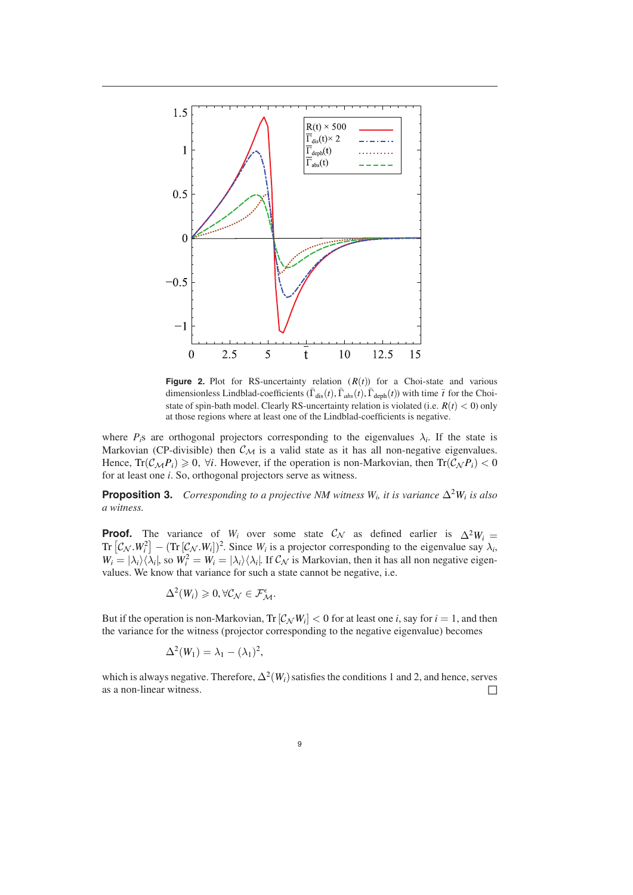**Figure 2.** Plot for RS-uncertainty relation ($R(t)$) for a Choi-state and various dimensionless Lindblad-coefficients ($\bar{\Gamma}_{\text{dis}}(t), \bar{\Gamma}_{abs}(t), \bar{\Gamma}_{\text{deph}}(t)$) with time $\bar{t}$ for the Choi-state of spin-bath model. Clearly RS-uncertainty relation is violated (i.e. $R(t) < 0$) only at those regions where at least one of the Lindblad-coefficients is negative.

where $P_i$s are orthogonal projectors corresponding to the eigenvalues $\lambda_i$. If the state is Markovian (CP-divisible) then $\mathcal{C}_{\mathcal{M}}$ is a valid state as it has all non-negative eigenvalues. Hence, $\text{Tr}(\mathcal{C}_{\mathcal{M}} P_i) \geqslant 0,\ \forall i$. However, if the operation is non-Markovian, then $\text{Tr}(\mathcal{C}_{\mathcal{N}} P_i) < 0$ for at least one $i$. So, orthogonal projectors serve as witness.

**Proposition 3.** *Corresponding to a projective NM witness $W_i$, it is variance $\Delta^2 W_i$ is also a witness.*

**Proof.** The variance of $W_i$ over some state $\mathcal{C}_{\mathcal{N}}$ as defined earlier is $\Delta^2 W_i = \text{Tr}\left[\mathcal{C}_{\mathcal{N}}.W_i^2\right] - (\text{Tr}\left[\mathcal{C}_{\mathcal{N}}.W_i\right])^2$. Since $W_i$ is a projector corresponding to the eigenvalue say $\lambda_i$, $W_i = |\lambda_i\rangle\langle\lambda_i|$, so $W_i^2 = W_i = |\lambda_i\rangle\langle\lambda_i|$. If $\mathcal{C}_{\mathcal{N}}$ is Markovian, then it has all non negative eigenvalues. We know that variance for such a state cannot be negative, i.e.

$$\Delta^2(W_i) \geqslant 0, \forall \mathcal{C}_{\mathcal{N}} \in \mathcal{F}^{\epsilon}_{\mathcal{M}}.$$

But if the operation is non-Markovian, $\text{Tr}\left[\mathcal{C}_{\mathcal{N}} W_i\right] < 0$ for at least one $i$, say for $i = 1$, and then the variance for the witness (projector corresponding to the negative eigenvalue) becomes

$$\Delta^2(W_1) = \lambda_1 - (\lambda_1)^2,$$

which is always negative. Therefore, $\Delta^2(W_i)$ satisfies the conditions 1 and 2, and hence, serves as a non-linear witness. □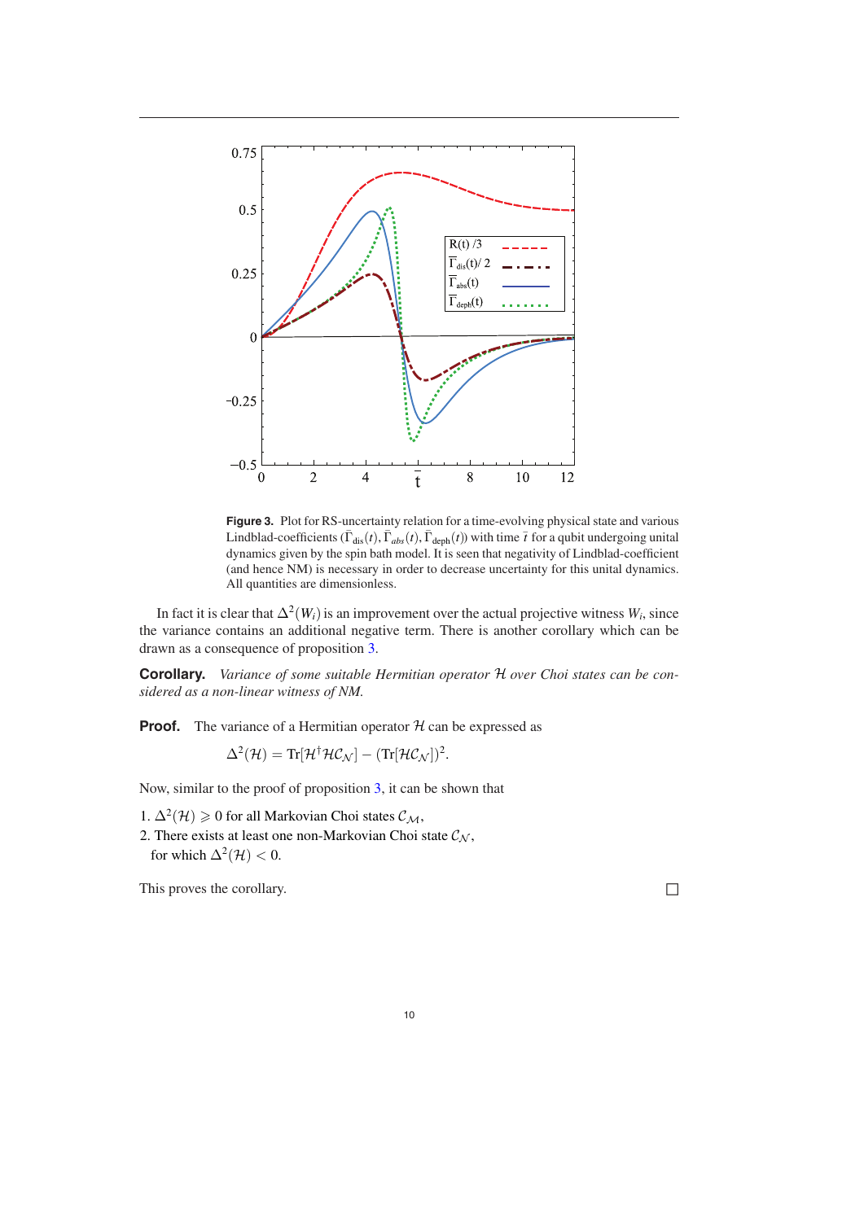**Figure 3.** Plot for RS-uncertainty relation for a time-evolving physical state and various Lindblad-coefficients ($\bar{\Gamma}_{\text{dis}}(t), \bar{\Gamma}_{abs}(t), \bar{\Gamma}_{\text{deph}}(t)$) with time $\bar{t}$ for a qubit undergoing unital dynamics given by the spin bath model. It is seen that negativity of Lindblad-coefficient (and hence NM) is necessary in order to decrease uncertainty for this unital dynamics. All quantities are dimensionless.

In fact it is clear that $\Delta^2(W_i)$ is an improvement over the actual projective witness $W_i$, since the variance contains an additional negative term. There is another corollary which can be drawn as a consequence of proposition 3.

**Corollary.** *Variance of some suitable Hermitian operator $\mathcal{H}$ over Choi states can be considered as a non-linear witness of NM.*

**Proof.** The variance of a Hermitian operator $\mathcal{H}$ can be expressed as

$$\Delta^2(\mathcal{H}) = \text{Tr}[\mathcal{H}^\dagger \mathcal{H} \mathcal{C}_\mathcal{N}] - (\text{Tr}[\mathcal{H} \mathcal{C}_\mathcal{N}])^2.$$

Now, similar to the proof of proposition 3, it can be shown that

1. $\Delta^2(\mathcal{H}) \geqslant 0$ for all Markovian Choi states $\mathcal{C}_\mathcal{M}$,
2. There exists at least one non-Markovian Choi state $\mathcal{C}_\mathcal{N}$, for which $\Delta^2(\mathcal{H}) < 0$.

This proves the corollary. □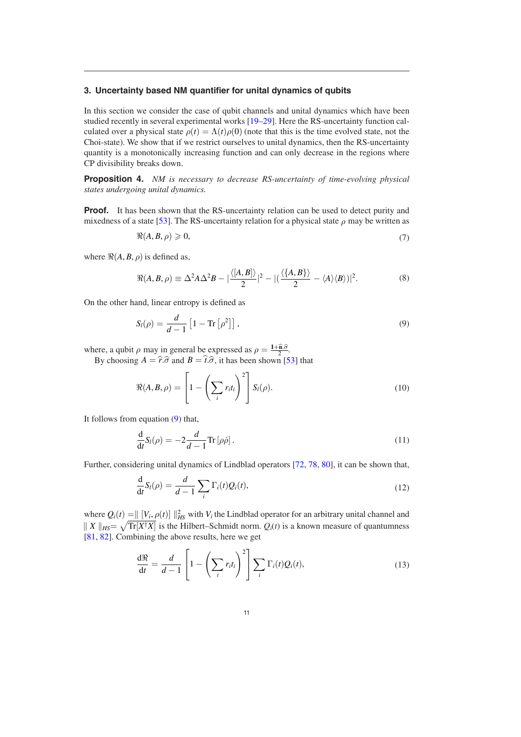### 3. Uncertainty based NM quantifier for unital dynamics of qubits

In this section we consider the case of qubit channels and unital dynamics which have been studied recently in several experimental works [19–29]. Here the RS-uncertainty function calculated over a physical state $\rho(t) = \Lambda(t)\rho(0)$ (note that this is the time evolved state, not the Choi-state). We show that if we restrict ourselves to unital dynamics, then the RS-uncertainty quantity is a monotonically increasing function and can only decrease in the regions where CP divisibility breaks down.

**Proposition 4.** *NM is necessary to decrease RS-uncertainty of time-evolving physical states undergoing unital dynamics.*

**Proof.** It has been shown that the RS-uncertainty relation can be used to detect purity and mixedness of a state [53]. The RS-uncertainty relation for a physical state $\rho$ may be written as

$$\Re(A, B, \rho) \geqslant 0, \tag{7}$$

where $\Re(A, B, \rho)$ is defined as,

$$\Re(A, B, \rho) \equiv \Delta^2 A \Delta^2 B - |\frac{\langle [A, B] \rangle}{2}|^2 - |(\frac{\langle \{A, B\} \rangle}{2} - \langle A \rangle \langle B \rangle)|^2. \tag{8}$$

On the other hand, linear entropy is defined as

$$S_l(\rho) = \frac{d}{d-1}\left[1 - \mathrm{Tr}\left[\rho^2\right]\right], \tag{9}$$

where, a qubit $\rho$ may in general be expressed as $\rho = \frac{\mathbf{I} + \widehat{\mathbf{n}}.\widehat{\sigma}}{2}$.

By choosing $A = \widehat{r}.\widehat{\sigma}$ and $B = \widehat{t}.\widehat{\sigma}$, it has been shown [53] that

$$\Re(A, B, \rho) = \left[1 - \left(\sum_i r_i t_i\right)^2\right] S_l(\rho). \tag{10}$$

It follows from equation (9) that,

$$\frac{\mathrm{d}}{\mathrm{d}t} S_l(\rho) = -2\frac{d}{d-1} \mathrm{Tr}\left[\rho\dot{\rho}\right]. \tag{11}$$

Further, considering unital dynamics of Lindblad operators [72, 78, 80], it can be shown that,

$$\frac{\mathrm{d}}{\mathrm{d}t} S_l(\rho) = \frac{d}{d-1} \sum_i \Gamma_i(t) Q_i(t), \tag{12}$$

where $Q_i(t) = \| [V_i, \rho(t)] \|_{HS}^2$ with $V_i$ the Lindblad operator for an arbitrary unital channel and $\| X \|_{HS} = \sqrt{\mathrm{Tr}[X^\dagger X]}$ is the Hilbert–Schmidt norm. $Q_i(t)$ is a known measure of quantumness [81, 82]. Combining the above results, here we get

$$\frac{\mathrm{d}\Re}{\mathrm{d}t} = \frac{d}{d-1}\left[1 - \left(\sum_i r_i t_i\right)^2\right] \sum_i \Gamma_i(t) Q_i(t), \tag{13}$$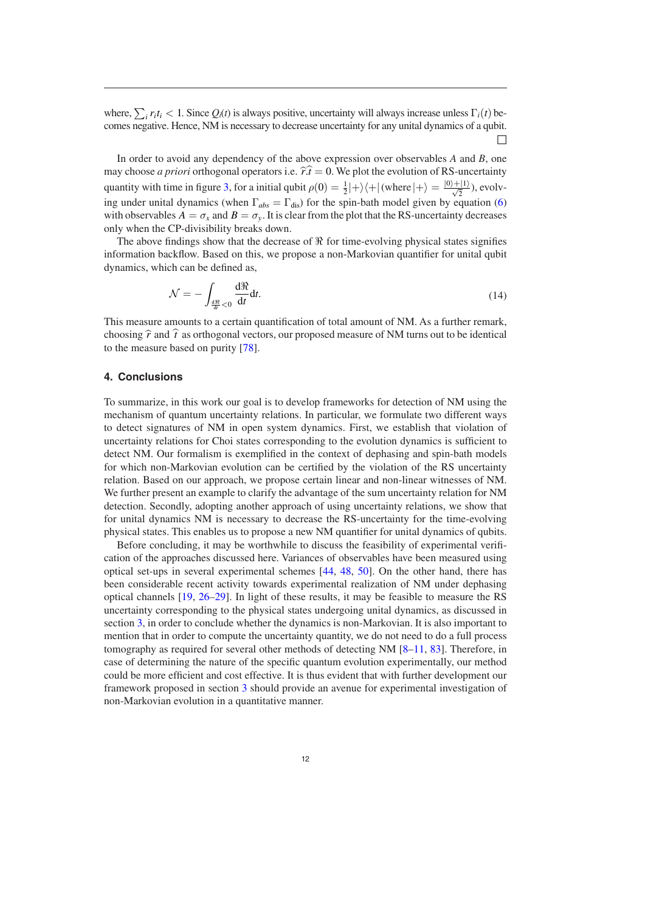where, $\sum_i r_i t_i < 1$. Since $Q_i(t)$ is always positive, uncertainty will always increase unless $\Gamma_i(t)$ becomes negative. Hence, NM is necessary to decrease uncertainty for any unital dynamics of a qubit. □

In order to avoid any dependency of the above expression over observables $A$ and $B$, one may choose *a priori* orthogonal operators i.e. $\widehat{r}.\widehat{t} = 0$. We plot the evolution of RS-uncertainty quantity with time in figure 3, for a initial qubit $\rho(0) = \frac{1}{2}|+\rangle\langle+|$ (where $|+\rangle = \frac{|0\rangle+|1\rangle}{\sqrt{2}}$), evolving under unital dynamics (when $\Gamma_{abs} = \Gamma_{\text{dis}}$) for the spin-bath model given by equation (6) with observables $A = \sigma_x$ and $B = \sigma_y$. It is clear from the plot that the RS-uncertainty decreases only when the CP-divisibility breaks down.

The above findings show that the decrease of $\Re$ for time-evolving physical states signifies information backflow. Based on this, we propose a non-Markovian quantifier for unital qubit dynamics, which can be defined as,

$$\mathcal{N} = -\int_{\frac{\text{d}\Re}{\text{d}t}<0} \frac{\text{d}\Re}{\text{d}t}\text{d}t. \tag{14}$$

This measure amounts to a certain quantification of total amount of NM. As a further remark, choosing $\widehat{r}$ and $\widehat{t}$ as orthogonal vectors, our proposed measure of NM turns out to be identical to the measure based on purity [78].

## 4. Conclusions

To summarize, in this work our goal is to develop frameworks for detection of NM using the mechanism of quantum uncertainty relations. In particular, we formulate two different ways to detect signatures of NM in open system dynamics. First, we establish that violation of uncertainty relations for Choi states corresponding to the evolution dynamics is sufficient to detect NM. Our formalism is exemplified in the context of dephasing and spin-bath models for which non-Markovian evolution can be certified by the violation of the RS uncertainty relation. Based on our approach, we propose certain linear and non-linear witnesses of NM. We further present an example to clarify the advantage of the sum uncertainty relation for NM detection. Secondly, adopting another approach of using uncertainty relations, we show that for unital dynamics NM is necessary to decrease the RS-uncertainty for the time-evolving physical states. This enables us to propose a new NM quantifier for unital dynamics of qubits.

Before concluding, it may be worthwhile to discuss the feasibility of experimental verification of the approaches discussed here. Variances of observables have been measured using optical set-ups in several experimental schemes [44, 48, 50]. On the other hand, there has been considerable recent activity towards experimental realization of NM under dephasing optical channels [19, 26–29]. In light of these results, it may be feasible to measure the RS uncertainty corresponding to the physical states undergoing unital dynamics, as discussed in section 3, in order to conclude whether the dynamics is non-Markovian. It is also important to mention that in order to compute the uncertainty quantity, we do not need to do a full process tomography as required for several other methods of detecting NM [8–11, 83]. Therefore, in case of determining the nature of the specific quantum evolution experimentally, our method could be more efficient and cost effective. It is thus evident that with further development our framework proposed in section 3 should provide an avenue for experimental investigation of non-Markovian evolution in a quantitative manner.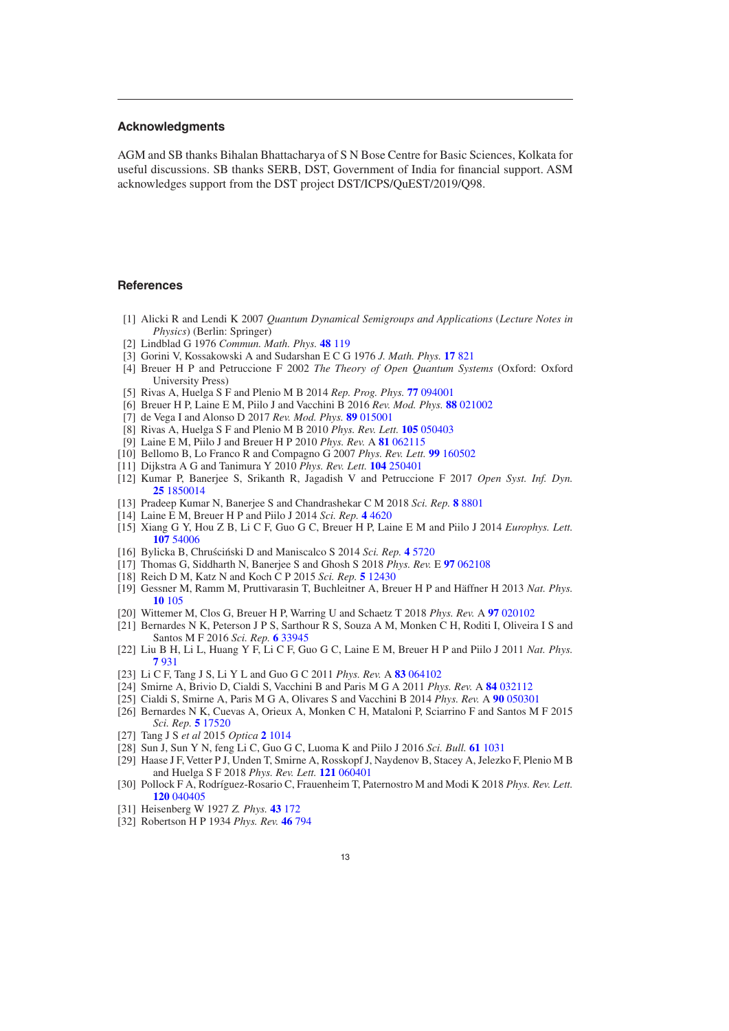## Acknowledgments

AGM and SB thanks Bihalan Bhattacharya of S N Bose Centre for Basic Sciences, Kolkata for useful discussions. SB thanks SERB, DST, Government of India for financial support. ASM acknowledges support from the DST project DST/ICPS/QuEST/2019/Q98.

## References

[1] Alicki R and Lendi K 2007 *Quantum Dynamical Semigroups and Applications* (*Lecture Notes in Physics*) (Berlin: Springer)
[2] Lindblad G 1976 *Commun. Math. Phys.* **48** 119
[3] Gorini V, Kossakowski A and Sudarshan E C G 1976 *J. Math. Phys.* **17** 821
[4] Breuer H P and Petruccione F 2002 *The Theory of Open Quantum Systems* (Oxford: Oxford University Press)
[5] Rivas A, Huelga S F and Plenio M B 2014 *Rep. Prog. Phys.* **77** 094001
[6] Breuer H P, Laine E M, Piilo J and Vacchini B 2016 *Rev. Mod. Phys.* **88** 021002
[7] de Vega I and Alonso D 2017 *Rev. Mod. Phys.* **89** 015001
[8] Rivas A, Huelga S F and Plenio M B 2010 *Phys. Rev. Lett.* **105** 050403
[9] Laine E M, Piilo J and Breuer H P 2010 *Phys. Rev.* A **81** 062115
[10] Bellomo B, Lo Franco R and Compagno G 2007 *Phys. Rev. Lett.* **99** 160502
[11] Dijkstra A G and Tanimura Y 2010 *Phys. Rev. Lett.* **104** 250401
[12] Kumar P, Banerjee S, Srikanth R, Jagadish V and Petruccione F 2017 *Open Syst. Inf. Dyn.* **25** 1850014
[13] Pradeep Kumar N, Banerjee S and Chandrashekar C M 2018 *Sci. Rep.* **8** 8801
[14] Laine E M, Breuer H P and Piilo J 2014 *Sci. Rep.* **4** 4620
[15] Xiang G Y, Hou Z B, Li C F, Guo G C, Breuer H P, Laine E M and Piilo J 2014 *Europhys. Lett.* **107** 54006
[16] Bylicka B, Chruściński D and Maniscalco S 2014 *Sci. Rep.* **4** 5720
[17] Thomas G, Siddharth N, Banerjee S and Ghosh S 2018 *Phys. Rev.* E **97** 062108
[18] Reich D M, Katz N and Koch C P 2015 *Sci. Rep.* **5** 12430
[19] Gessner M, Ramm M, Pruttivarasin T, Buchleitner A, Breuer H P and Häffner H 2013 *Nat. Phys.* **10** 105
[20] Wittemer M, Clos G, Breuer H P, Warring U and Schaetz T 2018 *Phys. Rev.* A **97** 020102
[21] Bernardes N K, Peterson J P S, Sarthour R S, Souza A M, Monken C H, Roditi I, Oliveira I S and Santos M F 2016 *Sci. Rep.* **6** 33945
[22] Liu B H, Li L, Huang Y F, Li C F, Guo G C, Laine E M, Breuer H P and Piilo J 2011 *Nat. Phys.* **7** 931
[23] Li C F, Tang J S, Li Y L and Guo G C 2011 *Phys. Rev.* A **83** 064102
[24] Smirne A, Brivio D, Cialdi S, Vacchini B and Paris M G A 2011 *Phys. Rev.* A **84** 032112
[25] Cialdi S, Smirne A, Paris M G A, Olivares S and Vacchini B 2014 *Phys. Rev.* A **90** 050301
[26] Bernardes N K, Cuevas A, Orieux A, Monken C H, Mataloni P, Sciarrino F and Santos M F 2015 *Sci. Rep.* **5** 17520
[27] Tang J S *et al* 2015 *Optica* **2** 1014
[28] Sun J, Sun Y N, feng Li C, Guo G C, Luoma K and Piilo J 2016 *Sci. Bull.* **61** 1031
[29] Haase J F, Vetter P J, Unden T, Smirne A, Rosskopf J, Naydenov B, Stacey A, Jelezko F, Plenio M B and Huelga S F 2018 *Phys. Rev. Lett.* **121** 060401
[30] Pollock F A, Rodríguez-Rosario C, Frauenheim T, Paternostro M and Modi K 2018 *Phys. Rev. Lett.* **120** 040405
[31] Heisenberg W 1927 *Z. Phys.* **43** 172
[32] Robertson H P 1934 *Phys. Rev.* **46** 794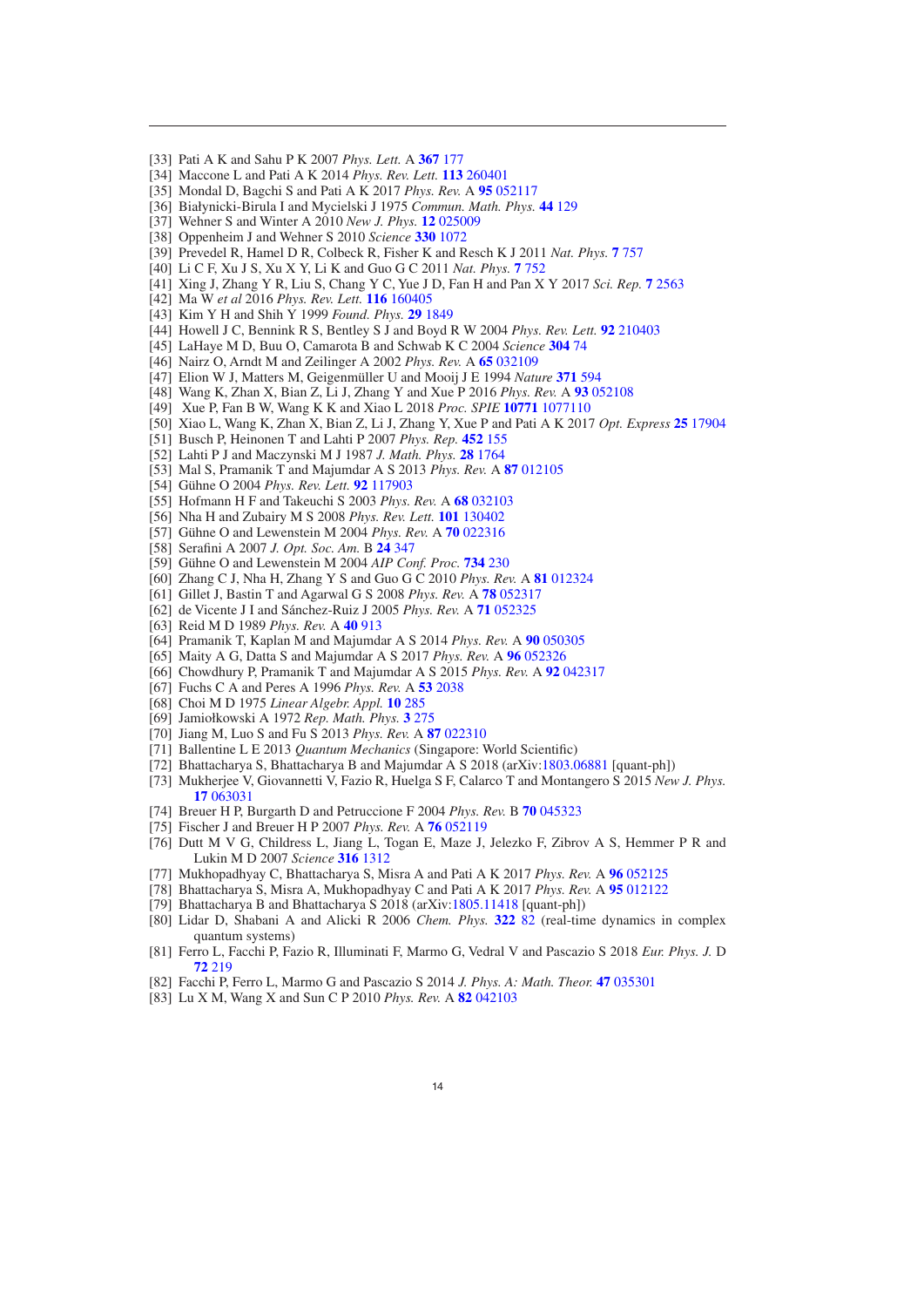[33] Pati A K and Sahu P K 2007 *Phys. Lett.* A **367** 177
[34] Maccone L and Pati A K 2014 *Phys. Rev. Lett.* **113** 260401
[35] Mondal D, Bagchi S and Pati A K 2017 *Phys. Rev.* A **95** 052117
[36] Białynicki-Birula I and Mycielski J 1975 *Commun. Math. Phys.* **44** 129
[37] Wehner S and Winter A 2010 *New J. Phys.* **12** 025009
[38] Oppenheim J and Wehner S 2010 *Science* **330** 1072
[39] Prevedel R, Hamel D R, Colbeck R, Fisher K and Resch K J 2011 *Nat. Phys.* **7** 757
[40] Li C F, Xu J S, Xu X Y, Li K and Guo G C 2011 *Nat. Phys.* **7** 752
[41] Xing J, Zhang Y R, Liu S, Chang Y C, Yue J D, Fan H and Pan X Y 2017 *Sci. Rep.* **7** 2563
[42] Ma W *et al* 2016 *Phys. Rev. Lett.* **116** 160405
[43] Kim Y H and Shih Y 1999 *Found. Phys.* **29** 1849
[44] Howell J C, Bennink R S, Bentley S J and Boyd R W 2004 *Phys. Rev. Lett.* **92** 210403
[45] LaHaye M D, Buu O, Camarota B and Schwab K C 2004 *Science* **304** 74
[46] Nairz O, Arndt M and Zeilinger A 2002 *Phys. Rev.* A **65** 032109
[47] Elion W J, Matters M, Geigenmüller U and Mooij J E 1994 *Nature* **371** 594
[48] Wang K, Zhan X, Bian Z, Li J, Zhang Y and Xue P 2016 *Phys. Rev.* A **93** 052108
[49] Xue P, Fan B W, Wang K K and Xiao L 2018 *Proc. SPIE* **10771** 1077110
[50] Xiao L, Wang K, Zhan X, Bian Z, Li J, Zhang Y, Xue P and Pati A K 2017 *Opt. Express* **25** 17904
[51] Busch P, Heinonen T and Lahti P 2007 *Phys. Rep.* **452** 155
[52] Lahti P J and Maczynski M J 1987 *J. Math. Phys.* **28** 1764
[53] Mal S, Pramanik T and Majumdar A S 2013 *Phys. Rev.* A **87** 012105
[54] Gühne O 2004 *Phys. Rev. Lett.* **92** 117903
[55] Hofmann H F and Takeuchi S 2003 *Phys. Rev.* A **68** 032103
[56] Nha H and Zubairy M S 2008 *Phys. Rev. Lett.* **101** 130402
[57] Gühne O and Lewenstein M 2004 *Phys. Rev.* A **70** 022316
[58] Serafini A 2007 *J. Opt. Soc. Am.* B **24** 347
[59] Gühne O and Lewenstein M 2004 *AIP Conf. Proc.* **734** 230
[60] Zhang C J, Nha H, Zhang Y S and Guo G C 2010 *Phys. Rev.* A **81** 012324
[61] Gillet J, Bastin T and Agarwal G S 2008 *Phys. Rev.* A **78** 052317
[62] de Vicente J I and Sánchez-Ruiz J 2005 *Phys. Rev.* A **71** 052325
[63] Reid M D 1989 *Phys. Rev.* A **40** 913
[64] Pramanik T, Kaplan M and Majumdar A S 2014 *Phys. Rev.* A **90** 050305
[65] Maity A G, Datta S and Majumdar A S 2017 *Phys. Rev.* A **96** 052326
[66] Chowdhury P, Pramanik T and Majumdar A S 2015 *Phys. Rev.* A **92** 042317
[67] Fuchs C A and Peres A 1996 *Phys. Rev.* A **53** 2038
[68] Choi M D 1975 *Linear Algebr. Appl.* **10** 285
[69] Jamiołkowski A 1972 *Rep. Math. Phys.* **3** 275
[70] Jiang M, Luo S and Fu S 2013 *Phys. Rev.* A **87** 022310
[71] Ballentine L E 2013 *Quantum Mechanics* (Singapore: World Scientific)
[72] Bhattacharya S, Bhattacharya B and Majumdar A S 2018 (arXiv:1803.06881 [quant-ph])
[73] Mukherjee V, Giovannetti V, Fazio R, Huelga S F, Calarco T and Montangero S 2015 *New J. Phys.* **17** 063031
[74] Breuer H P, Burgarth D and Petruccione F 2004 *Phys. Rev.* B **70** 045323
[75] Fischer J and Breuer H P 2007 *Phys. Rev.* A **76** 052119
[76] Dutt M V G, Childress L, Jiang L, Togan E, Maze J, Jelezko F, Zibrov A S, Hemmer P R and Lukin M D 2007 *Science* **316** 1312
[77] Mukhopadhyay C, Bhattacharya S, Misra A and Pati A K 2017 *Phys. Rev.* A **96** 052125
[78] Bhattacharya S, Misra A, Mukhopadhyay C and Pati A K 2017 *Phys. Rev.* A **95** 012122
[79] Bhattacharya B and Bhattacharya S 2018 (arXiv:1805.11418 [quant-ph])
[80] Lidar D, Shabani A and Alicki R 2006 *Chem. Phys.* **322** 82 (real-time dynamics in complex quantum systems)
[81] Ferro L, Facchi P, Fazio R, Illuminati F, Marmo G, Vedral V and Pascazio S 2018 *Eur. Phys. J.* D **72** 219
[82] Facchi P, Ferro L, Marmo G and Pascazio S 2014 *J. Phys. A: Math. Theor.* **47** 035301
[83] Lu X M, Wang X and Sun C P 2010 *Phys. Rev.* A **82** 042103